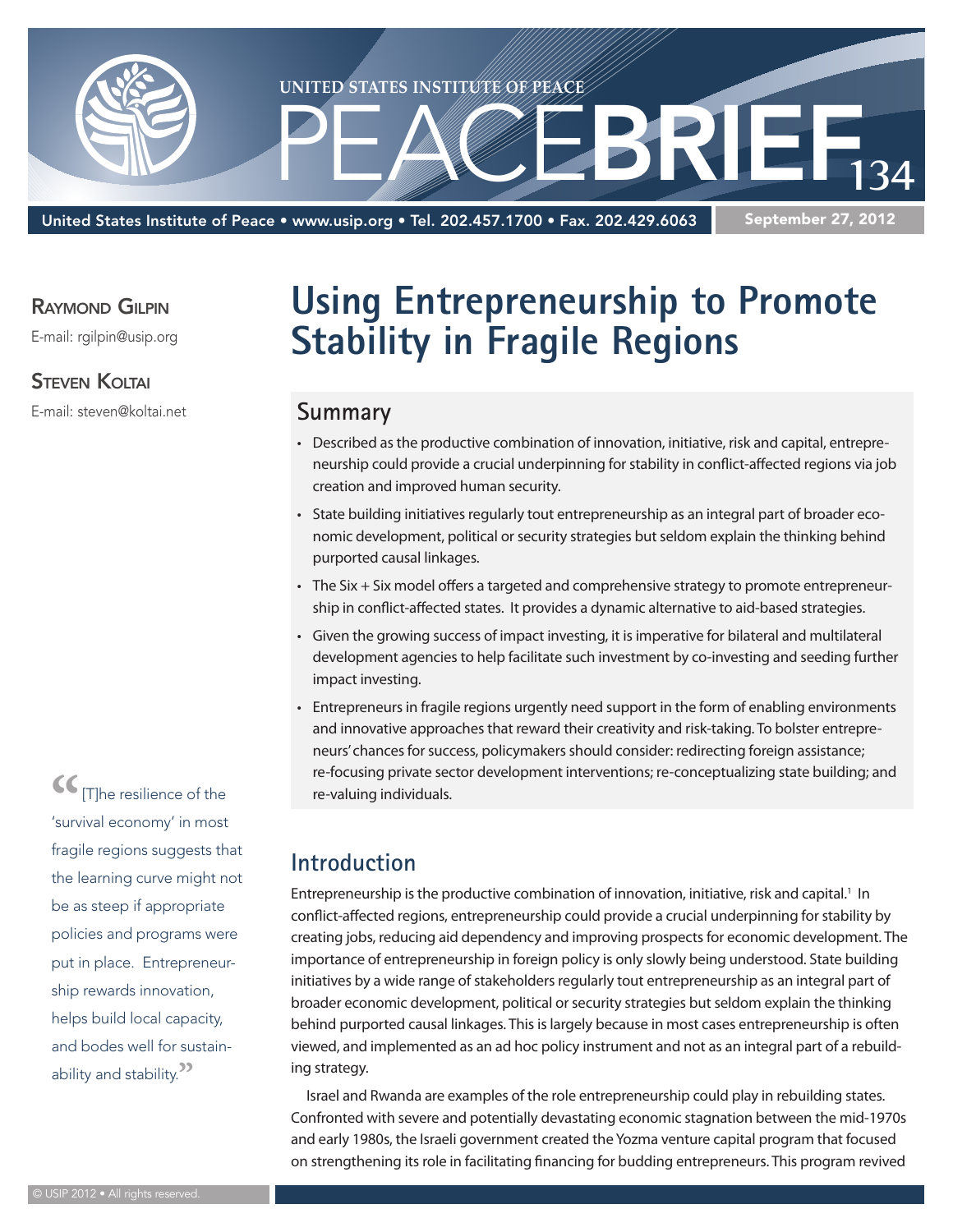United States Institute of Peace • www.usip.org • Tel. 202.457.1700 • Fax. 202.429.6063

September 27, 2012

PEACEBRIEF 134

**Raymond Gilpin**
E-mail: rgilpin@usip.org

**Steven Koltai**
E-mail: steven@koltai.net

# Using Entrepreneurship to Promote Stability in Fragile Regions

## Summary

- Described as the productive combination of innovation, initiative, risk and capital, entrepreneurship could provide a crucial underpinning for stability in conflict-affected regions via job creation and improved human security.
- State building initiatives regularly tout entrepreneurship as an integral part of broader economic development, political or security strategies but seldom explain the thinking behind purported causal linkages.
- The Six + Six model offers a targeted and comprehensive strategy to promote entrepreneurship in conflict-affected states. It provides a dynamic alternative to aid-based strategies.
- Given the growing success of impact investing, it is imperative for bilateral and multilateral development agencies to help facilitate such investment by co-investing and seeding further impact investing.
- Entrepreneurs in fragile regions urgently need support in the form of enabling environments and innovative approaches that reward their creativity and risk-taking. To bolster entrepreneurs' chances for success, policymakers should consider: redirecting foreign assistance; re-focusing private sector development interventions; re-conceptualizing state building; and re-valuing individuals.

> "[T]he resilience of the 'survival economy' in most fragile regions suggests that the learning curve might not be as steep if appropriate policies and programs were put in place. Entrepreneurship rewards innovation, helps build local capacity, and bodes well for sustainability and stability."

## Introduction

Entrepreneurship is the productive combination of innovation, initiative, risk and capital.[1] In conflict-affected regions, entrepreneurship could provide a crucial underpinning for stability by creating jobs, reducing aid dependency and improving prospects for economic development. The importance of entrepreneurship in foreign policy is only slowly being understood. State building initiatives by a wide range of stakeholders regularly tout entrepreneurship as an integral part of broader economic development, political or security strategies but seldom explain the thinking behind purported causal linkages. This is largely because in most cases entrepreneurship is often viewed, and implemented as an ad hoc policy instrument and not as an integral part of a rebuilding strategy.

Israel and Rwanda are examples of the role entrepreneurship could play in rebuilding states. Confronted with severe and potentially devastating economic stagnation between the mid-1970s and early 1980s, the Israeli government created the Yozma venture capital program that focused on strengthening its role in facilitating financing for budding entrepreneurs. This program revived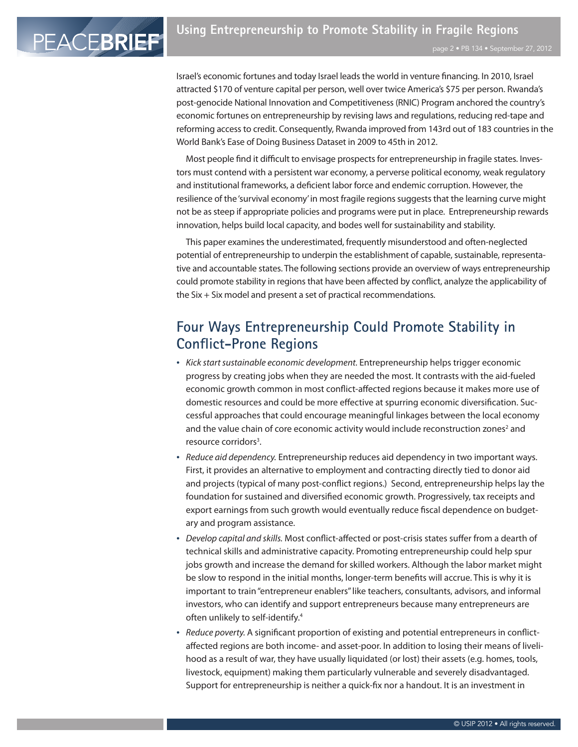Israel's economic fortunes and today Israel leads the world in venture financing. In 2010, Israel attracted $170 of venture capital per person, well over twice America's $75 per person. Rwanda's post-genocide National Innovation and Competitiveness (RNIC) Program anchored the country's economic fortunes on entrepreneurship by revising laws and regulations, reducing red-tape and reforming access to credit. Consequently, Rwanda improved from 143rd out of 183 countries in the World Bank's Ease of Doing Business Dataset in 2009 to 45th in 2012.

Most people find it difficult to envisage prospects for entrepreneurship in fragile states. Investors must contend with a persistent war economy, a perverse political economy, weak regulatory and institutional frameworks, a deficient labor force and endemic corruption. However, the resilience of the 'survival economy' in most fragile regions suggests that the learning curve might not be as steep if appropriate policies and programs were put in place. Entrepreneurship rewards innovation, helps build local capacity, and bodes well for sustainability and stability.

This paper examines the underestimated, frequently misunderstood and often-neglected potential of entrepreneurship to underpin the establishment of capable, sustainable, representative and accountable states. The following sections provide an overview of ways entrepreneurship could promote stability in regions that have been affected by conflict, analyze the applicability of the Six + Six model and present a set of practical recommendations.

## Four Ways Entrepreneurship Could Promote Stability in Conflict-Prone Regions

- *Kick start sustainable economic development.* Entrepreneurship helps trigger economic progress by creating jobs when they are needed the most. It contrasts with the aid-fueled economic growth common in most conflict-affected regions because it makes more use of domestic resources and could be more effective at spurring economic diversification. Successful approaches that could encourage meaningful linkages between the local economy and the value chain of core economic activity would include reconstruction zones[2] and resource corridors[3].
- *Reduce aid dependency.* Entrepreneurship reduces aid dependency in two important ways. First, it provides an alternative to employment and contracting directly tied to donor aid and projects (typical of many post-conflict regions.) Second, entrepreneurship helps lay the foundation for sustained and diversified economic growth. Progressively, tax receipts and export earnings from such growth would eventually reduce fiscal dependence on budgetary and program assistance.
- *Develop capital and skills.* Most conflict-affected or post-crisis states suffer from a dearth of technical skills and administrative capacity. Promoting entrepreneurship could help spur jobs growth and increase the demand for skilled workers. Although the labor market might be slow to respond in the initial months, longer-term benefits will accrue. This is why it is important to train "entrepreneur enablers" like teachers, consultants, advisors, and informal investors, who can identify and support entrepreneurs because many entrepreneurs are often unlikely to self-identify.[4]
- *Reduce poverty.* A significant proportion of existing and potential entrepreneurs in conflict-affected regions are both income- and asset-poor. In addition to losing their means of livelihood as a result of war, they have usually liquidated (or lost) their assets (e.g. homes, tools, livestock, equipment) making them particularly vulnerable and severely disadvantaged. Support for entrepreneurship is neither a quick-fix nor a handout. It is an investment in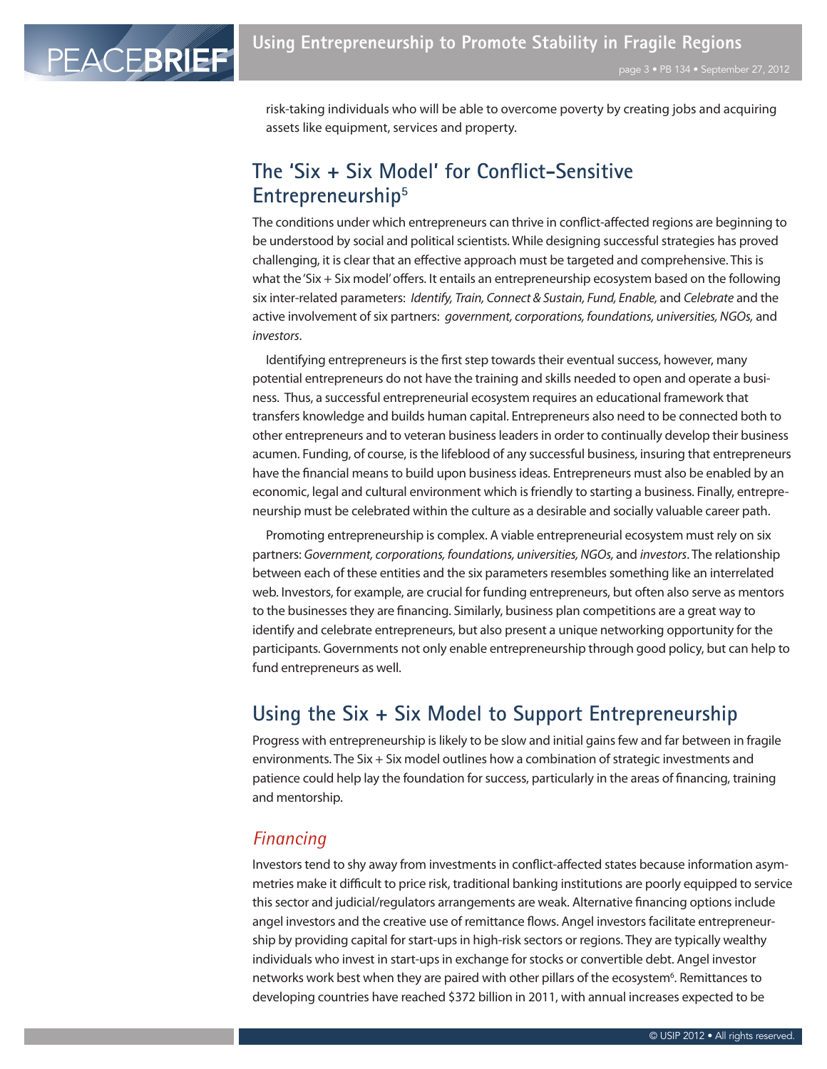risk-taking individuals who will be able to overcome poverty by creating jobs and acquiring assets like equipment, services and property.

## The 'Six + Six Model' for Conflict-Sensitive Entrepreneurship[5]

The conditions under which entrepreneurs can thrive in conflict-affected regions are beginning to be understood by social and political scientists. While designing successful strategies has proved challenging, it is clear that an effective approach must be targeted and comprehensive. This is what the 'Six + Six model' offers. It entails an entrepreneurship ecosystem based on the following six inter-related parameters: *Identify, Train, Connect & Sustain, Fund, Enable,* and *Celebrate* and the active involvement of six partners: *government, corporations, foundations, universities, NGOs,* and *investors*.

Identifying entrepreneurs is the first step towards their eventual success, however, many potential entrepreneurs do not have the training and skills needed to open and operate a business. Thus, a successful entrepreneurial ecosystem requires an educational framework that transfers knowledge and builds human capital. Entrepreneurs also need to be connected both to other entrepreneurs and to veteran business leaders in order to continually develop their business acumen. Funding, of course, is the lifeblood of any successful business, insuring that entrepreneurs have the financial means to build upon business ideas. Entrepreneurs must also be enabled by an economic, legal and cultural environment which is friendly to starting a business. Finally, entrepreneurship must be celebrated within the culture as a desirable and socially valuable career path.

Promoting entrepreneurship is complex. A viable entrepreneurial ecosystem must rely on six partners: *Government, corporations, foundations, universities, NGOs,* and *investors*. The relationship between each of these entities and the six parameters resembles something like an interrelated web. Investors, for example, are crucial for funding entrepreneurs, but often also serve as mentors to the businesses they are financing. Similarly, business plan competitions are a great way to identify and celebrate entrepreneurs, but also present a unique networking opportunity for the participants. Governments not only enable entrepreneurship through good policy, but can help to fund entrepreneurs as well.

## Using the Six + Six Model to Support Entrepreneurship

Progress with entrepreneurship is likely to be slow and initial gains few and far between in fragile environments. The Six + Six model outlines how a combination of strategic investments and patience could help lay the foundation for success, particularly in the areas of financing, training and mentorship.

### *Financing*

Investors tend to shy away from investments in conflict-affected states because information asymmetries make it difficult to price risk, traditional banking institutions are poorly equipped to service this sector and judicial/regulators arrangements are weak. Alternative financing options include angel investors and the creative use of remittance flows. Angel investors facilitate entrepreneurship by providing capital for start-ups in high-risk sectors or regions. They are typically wealthy individuals who invest in start-ups in exchange for stocks or convertible debt. Angel investor networks work best when they are paired with other pillars of the ecosystem[6]. Remittances to developing countries have reached $372 billion in 2011, with annual increases expected to be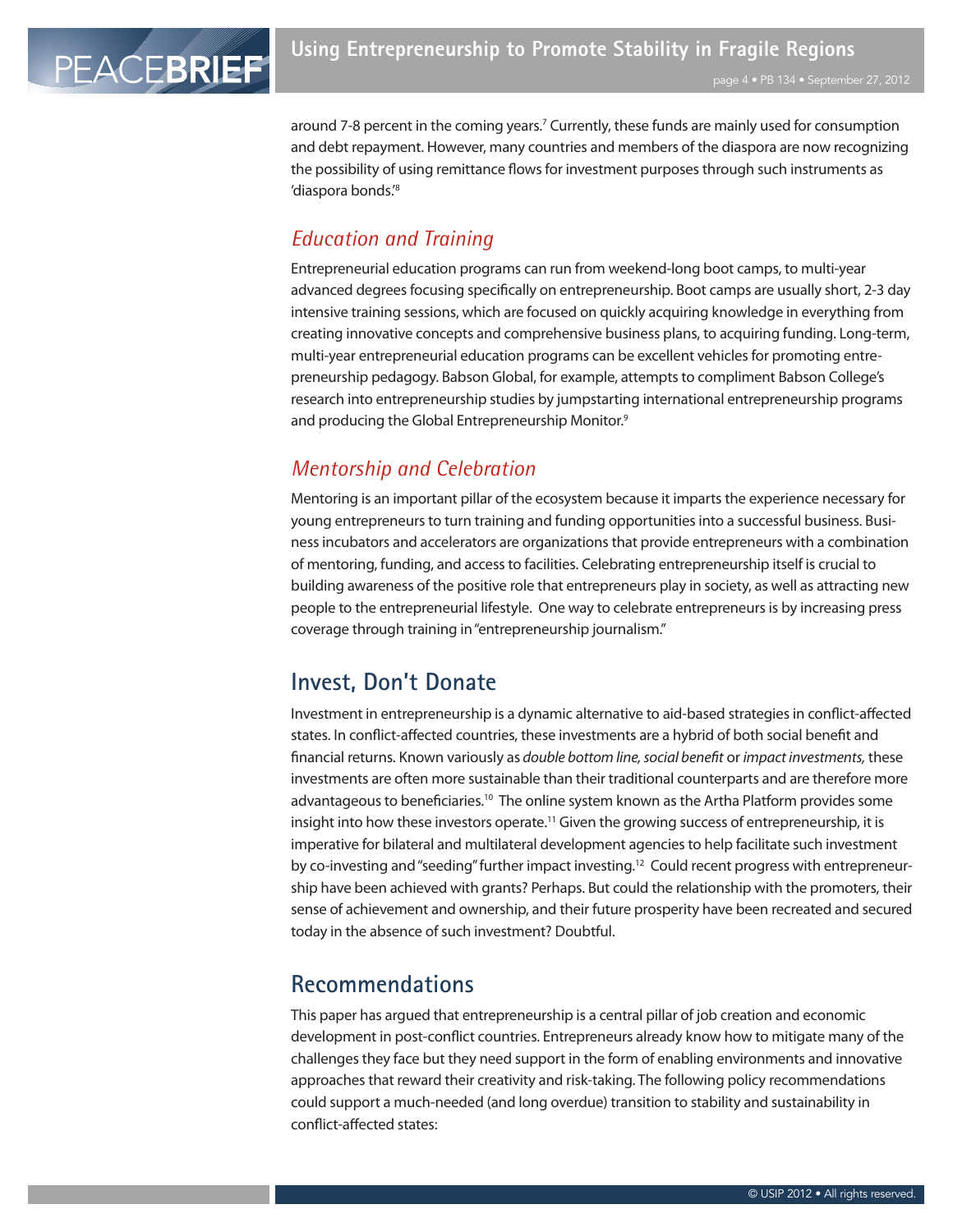around 7-8 percent in the coming years.[7] Currently, these funds are mainly used for consumption and debt repayment. However, many countries and members of the diaspora are now recognizing the possibility of using remittance flows for investment purposes through such instruments as 'diaspora bonds.'[8]

### *Education and Training*

Entrepreneurial education programs can run from weekend-long boot camps, to multi-year advanced degrees focusing specifically on entrepreneurship. Boot camps are usually short, 2-3 day intensive training sessions, which are focused on quickly acquiring knowledge in everything from creating innovative concepts and comprehensive business plans, to acquiring funding. Long-term, multi-year entrepreneurial education programs can be excellent vehicles for promoting entrepreneurship pedagogy. Babson Global, for example, attempts to compliment Babson College's research into entrepreneurship studies by jumpstarting international entrepreneurship programs and producing the Global Entrepreneurship Monitor.[9]

### *Mentorship and Celebration*

Mentoring is an important pillar of the ecosystem because it imparts the experience necessary for young entrepreneurs to turn training and funding opportunities into a successful business. Business incubators and accelerators are organizations that provide entrepreneurs with a combination of mentoring, funding, and access to facilities. Celebrating entrepreneurship itself is crucial to building awareness of the positive role that entrepreneurs play in society, as well as attracting new people to the entrepreneurial lifestyle. One way to celebrate entrepreneurs is by increasing press coverage through training in "entrepreneurship journalism."

## Invest, Don't Donate

Investment in entrepreneurship is a dynamic alternative to aid-based strategies in conflict-affected states. In conflict-affected countries, these investments are a hybrid of both social benefit and financial returns. Known variously as *double bottom line, social benefit* or *impact investments,* these investments are often more sustainable than their traditional counterparts and are therefore more advantageous to beneficiaries.[10] The online system known as the Artha Platform provides some insight into how these investors operate.[11] Given the growing success of entrepreneurship, it is imperative for bilateral and multilateral development agencies to help facilitate such investment by co-investing and "seeding" further impact investing.[12] Could recent progress with entrepreneurship have been achieved with grants? Perhaps. But could the relationship with the promoters, their sense of achievement and ownership, and their future prosperity have been recreated and secured today in the absence of such investment? Doubtful.

## Recommendations

This paper has argued that entrepreneurship is a central pillar of job creation and economic development in post-conflict countries. Entrepreneurs already know how to mitigate many of the challenges they face but they need support in the form of enabling environments and innovative approaches that reward their creativity and risk-taking. The following policy recommendations could support a much-needed (and long overdue) transition to stability and sustainability in conflict-affected states: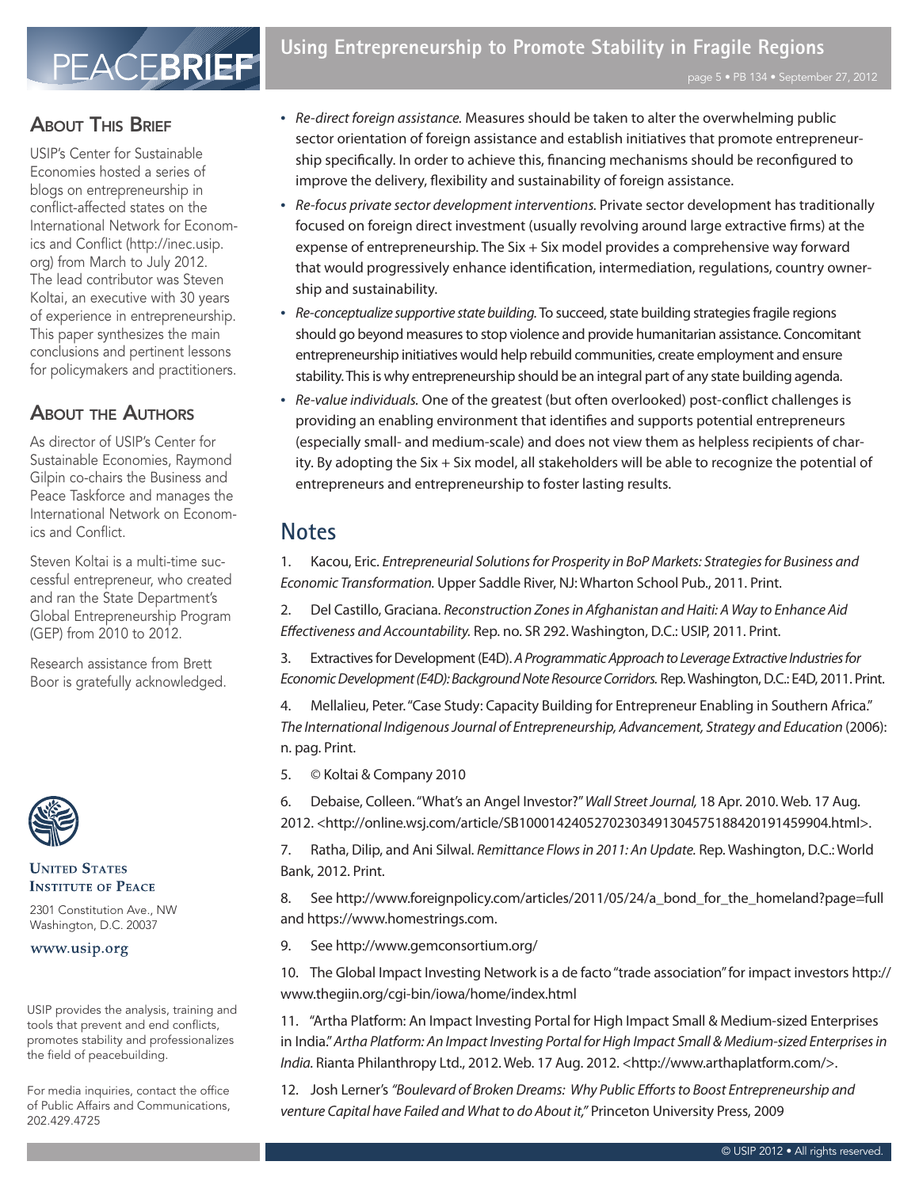## About This Brief

USIP's Center for Sustainable Economies hosted a series of blogs on entrepreneurship in conflict-affected states on the International Network for Economics and Conflict (http://inec.usip.org) from March to July 2012. The lead contributor was Steven Koltai, an executive with 30 years of experience in entrepreneurship. This paper synthesizes the main conclusions and pertinent lessons for policymakers and practitioners.

## About the Authors

As director of USIP's Center for Sustainable Economies, Raymond Gilpin co-chairs the Business and Peace Taskforce and manages the International Network on Economics and Conflict.

Steven Koltai is a multi-time successful entrepreneur, who created and ran the State Department's Global Entrepreneurship Program (GEP) from 2010 to 2012.

Research assistance from Brett Boor is gratefully acknowledged.

**United States Institute of Peace**

2301 Constitution Ave., NW
Washington, D.C. 20037

www.usip.org

USIP provides the analysis, training and tools that prevent and end conflicts, promotes stability and professionalizes the field of peacebuilding.

For media inquiries, contact the office of Public Affairs and Communications, 202.429.4725

- *Re-direct foreign assistance.* Measures should be taken to alter the overwhelming public sector orientation of foreign assistance and establish initiatives that promote entrepreneurship specifically. In order to achieve this, financing mechanisms should be reconfigured to improve the delivery, flexibility and sustainability of foreign assistance.
- *Re-focus private sector development interventions.* Private sector development has traditionally focused on foreign direct investment (usually revolving around large extractive firms) at the expense of entrepreneurship. The Six + Six model provides a comprehensive way forward that would progressively enhance identification, intermediation, regulations, country ownership and sustainability.
- *Re-conceptualize supportive state building.* To succeed, state building strategies fragile regions should go beyond measures to stop violence and provide humanitarian assistance. Concomitant entrepreneurship initiatives would help rebuild communities, create employment and ensure stability. This is why entrepreneurship should be an integral part of any state building agenda.
- *Re-value individuals.* One of the greatest (but often overlooked) post-conflict challenges is providing an enabling environment that identifies and supports potential entrepreneurs (especially small- and medium-scale) and does not view them as helpless recipients of charity. By adopting the Six + Six model, all stakeholders will be able to recognize the potential of entrepreneurs and entrepreneurship to foster lasting results.

## Notes

1. Kacou, Eric. *Entrepreneurial Solutions for Prosperity in BoP Markets: Strategies for Business and Economic Transformation.* Upper Saddle River, NJ: Wharton School Pub., 2011. Print.
2. Del Castillo, Graciana. *Reconstruction Zones in Afghanistan and Haiti: A Way to Enhance Aid Effectiveness and Accountability.* Rep. no. SR 292. Washington, D.C.: USIP, 2011. Print.
3. Extractives for Development (E4D). *A Programmatic Approach to Leverage Extractive Industries for Economic Development (E4D): Background Note Resource Corridors.* Rep. Washington, D.C.: E4D, 2011. Print.
4. Mellalieu, Peter. "Case Study: Capacity Building for Entrepreneur Enabling in Southern Africa." *The International Indigenous Journal of Entrepreneurship, Advancement, Strategy and Education* (2006): n. pag. Print.
5. © Koltai & Company 2010
6. Debaise, Colleen. "What's an Angel Investor?" *Wall Street Journal,* 18 Apr. 2010. Web. 17 Aug. 2012. <http://online.wsj.com/article/SB10001424052702303491304575188420191459904.html>.
7. Ratha, Dilip, and Ani Silwal. *Remittance Flows in 2011: An Update.* Rep. Washington, D.C.: World Bank, 2012. Print.
8. See http://www.foreignpolicy.com/articles/2011/05/24/a_bond_for_the_homeland?page=full and https://www.homestrings.com.
9. See http://www.gemconsortium.org/
10. The Global Impact Investing Network is a de facto "trade association" for impact investors http://www.thegiin.org/cgi-bin/iowa/home/index.html
11. "Artha Platform: An Impact Investing Portal for High Impact Small & Medium-sized Enterprises in India." *Artha Platform: An Impact Investing Portal for High Impact Small & Medium-sized Enterprises in India.* Rianta Philanthropy Ltd., 2012. Web. 17 Aug. 2012. <http://www.arthaplatform.com/>.
12. Josh Lerner's *"Boulevard of Broken Dreams: Why Public Efforts to Boost Entrepreneurship and venture Capital have Failed and What to do About it,"* Princeton University Press, 2009